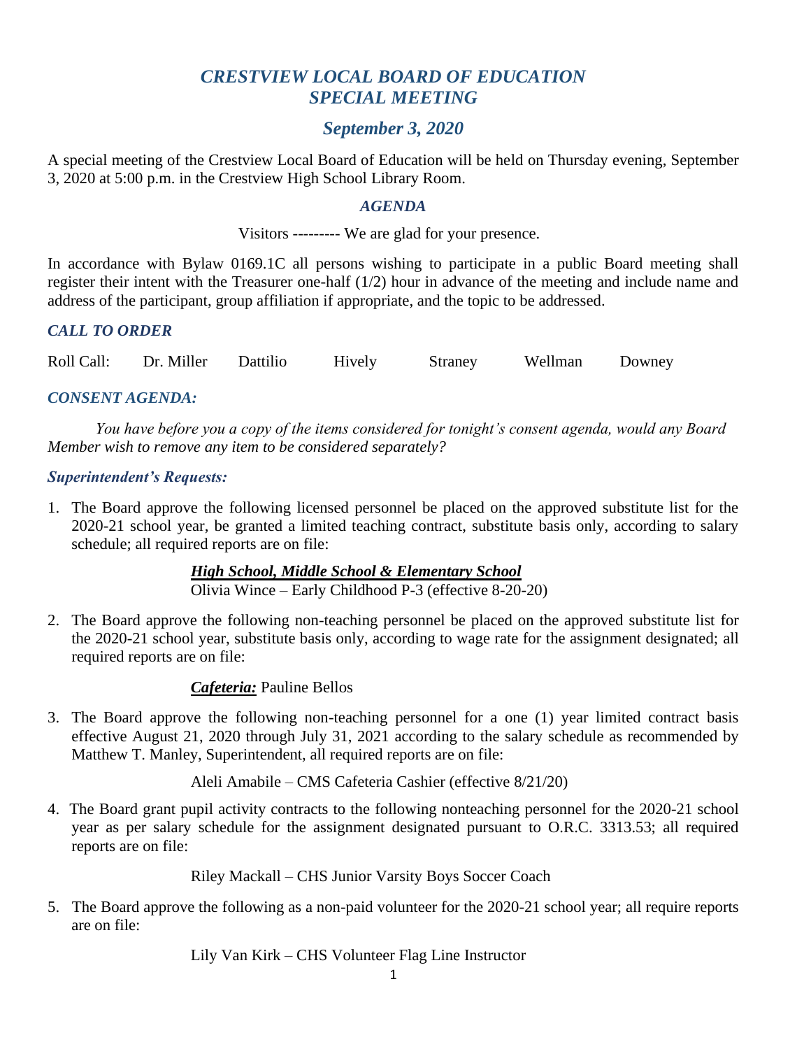# *CRESTVIEW LOCAL BOARD OF EDUCATION*
# *SPECIAL MEETING*

## *September 3, 2020*

A special meeting of the Crestview Local Board of Education will be held on Thursday evening, September 3, 2020 at 5:00 p.m. in the Crestview High School Library Room.

### *AGENDA*

Visitors --------- We are glad for your presence.

In accordance with Bylaw 0169.1C all persons wishing to participate in a public Board meeting shall register their intent with the Treasurer one-half (1/2) hour in advance of the meeting and include name and address of the participant, group affiliation if appropriate, and the topic to be addressed.

### *CALL TO ORDER*

Roll Call: Dr. Miller Dattilio Hively Straney Wellman Downey

### *CONSENT AGENDA:*

*You have before you a copy of the items considered for tonight's consent agenda, would any Board Member wish to remove any item to be considered separately?*

### *Superintendent's Requests:*

1. The Board approve the following licensed personnel be placed on the approved substitute list for the 2020-21 school year, be granted a limited teaching contract, substitute basis only, according to salary schedule; all required reports are on file:

   ***High School, Middle School & Elementary School***
   Olivia Wince – Early Childhood P-3 (effective 8-20-20)

2. The Board approve the following non-teaching personnel be placed on the approved substitute list for the 2020-21 school year, substitute basis only, according to wage rate for the assignment designated; all required reports are on file:

   ***Cafeteria:*** Pauline Bellos

3. The Board approve the following non-teaching personnel for a one (1) year limited contract basis effective August 21, 2020 through July 31, 2021 according to the salary schedule as recommended by Matthew T. Manley, Superintendent, all required reports are on file:

   Aleli Amabile – CMS Cafeteria Cashier (effective 8/21/20)

4. The Board grant pupil activity contracts to the following nonteaching personnel for the 2020-21 school year as per salary schedule for the assignment designated pursuant to O.R.C. 3313.53; all required reports are on file:

   Riley Mackall – CHS Junior Varsity Boys Soccer Coach

5. The Board approve the following as a non-paid volunteer for the 2020-21 school year; all require reports are on file:

   Lily Van Kirk – CHS Volunteer Flag Line Instructor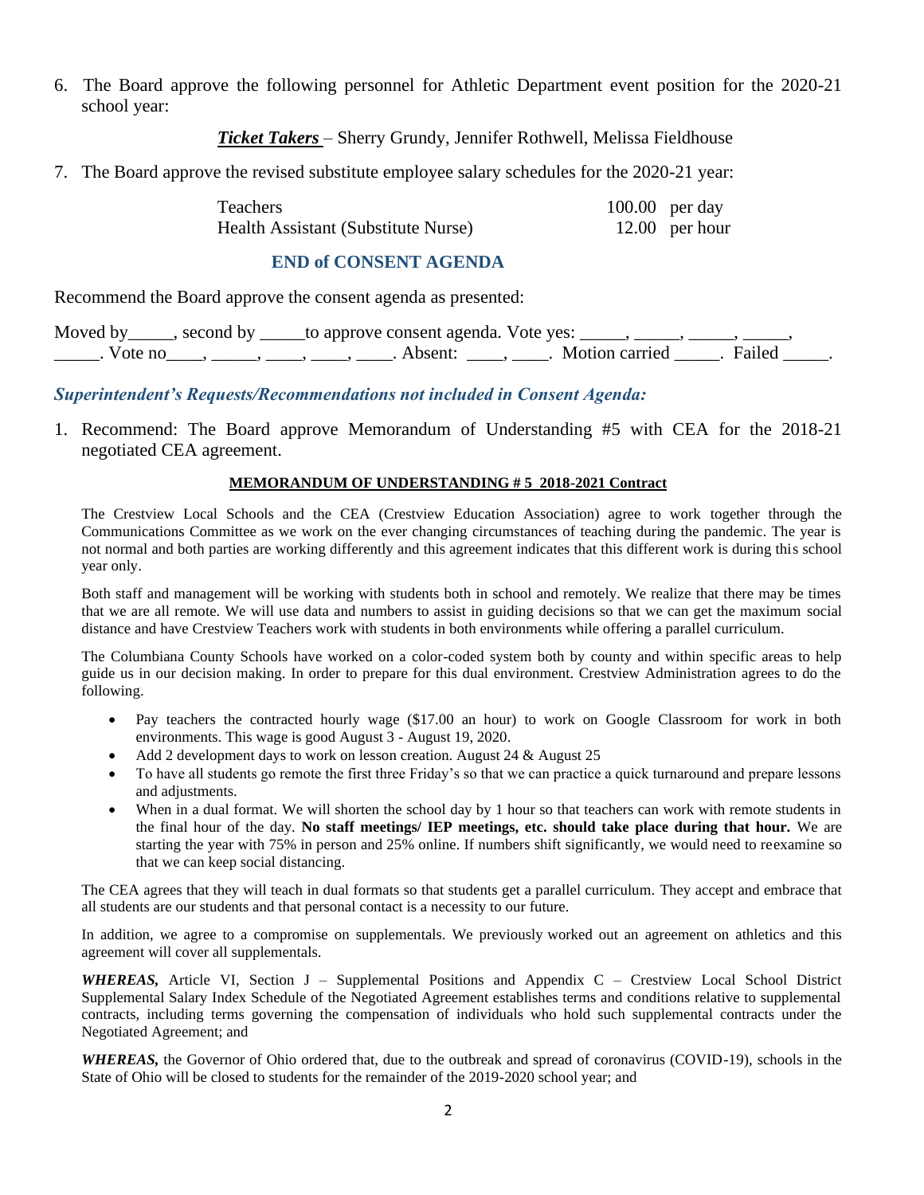6. The Board approve the following personnel for Athletic Department event position for the 2020-21 school year:

   ***Ticket Takers*** – Sherry Grundy, Jennifer Rothwell, Melissa Fieldhouse

7. The Board approve the revised substitute employee salary schedules for the 2020-21 year:

| | |
|---|---|
| Teachers | 100.00 per day |
| Health Assistant (Substitute Nurse) | 12.00 per hour |

**END of CONSENT AGENDA**

Recommend the Board approve the consent agenda as presented:

Moved by_____, second by _____to approve consent agenda. Vote yes: _____, _____, _____, _____, _____. Vote no____, _____, ____, ____, ____. Absent: ____, ____. Motion carried _____. Failed _____.

### *Superintendent's Requests/Recommendations not included in Consent Agenda:*

1. Recommend: The Board approve Memorandum of Understanding #5 with CEA for the 2018-21 negotiated CEA agreement.

**MEMORANDUM OF UNDERSTANDING # 5 2018-2021 Contract**

The Crestview Local Schools and the CEA (Crestview Education Association) agree to work together through the Communications Committee as we work on the ever changing circumstances of teaching during the pandemic. The year is not normal and both parties are working differently and this agreement indicates that this different work is during this school year only.

Both staff and management will be working with students both in school and remotely. We realize that there may be times that we are all remote. We will use data and numbers to assist in guiding decisions so that we can get the maximum social distance and have Crestview Teachers work with students in both environments while offering a parallel curriculum.

The Columbiana County Schools have worked on a color-coded system both by county and within specific areas to help guide us in our decision making. In order to prepare for this dual environment. Crestview Administration agrees to do the following.

- Pay teachers the contracted hourly wage ($17.00 an hour) to work on Google Classroom for work in both environments. This wage is good August 3 - August 19, 2020.
- Add 2 development days to work on lesson creation. August 24 & August 25
- To have all students go remote the first three Friday's so that we can practice a quick turnaround and prepare lessons and adjustments.
- When in a dual format. We will shorten the school day by 1 hour so that teachers can work with remote students in the final hour of the day. **No staff meetings/ IEP meetings, etc. should take place during that hour.** We are starting the year with 75% in person and 25% online. If numbers shift significantly, we would need to reexamine so that we can keep social distancing.

The CEA agrees that they will teach in dual formats so that students get a parallel curriculum. They accept and embrace that all students are our students and that personal contact is a necessity to our future.

In addition, we agree to a compromise on supplementals. We previously worked out an agreement on athletics and this agreement will cover all supplementals.

***WHEREAS,*** Article VI, Section J – Supplemental Positions and Appendix C – Crestview Local School District Supplemental Salary Index Schedule of the Negotiated Agreement establishes terms and conditions relative to supplemental contracts, including terms governing the compensation of individuals who hold such supplemental contracts under the Negotiated Agreement; and

***WHEREAS,*** the Governor of Ohio ordered that, due to the outbreak and spread of coronavirus (COVID-19), schools in the State of Ohio will be closed to students for the remainder of the 2019-2020 school year; and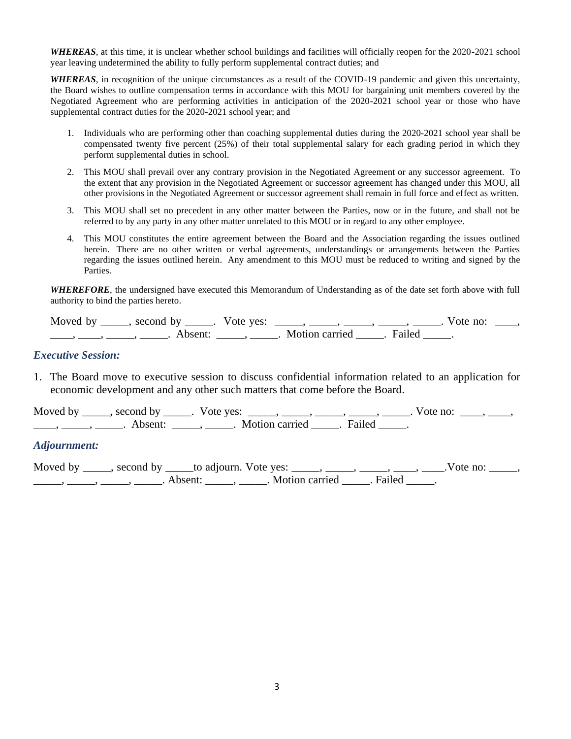***WHEREAS***, at this time, it is unclear whether school buildings and facilities will officially reopen for the 2020-2021 school year leaving undetermined the ability to fully perform supplemental contract duties; and

***WHEREAS***, in recognition of the unique circumstances as a result of the COVID-19 pandemic and given this uncertainty, the Board wishes to outline compensation terms in accordance with this MOU for bargaining unit members covered by the Negotiated Agreement who are performing activities in anticipation of the 2020-2021 school year or those who have supplemental contract duties for the 2020-2021 school year; and

1. Individuals who are performing other than coaching supplemental duties during the 2020-2021 school year shall be compensated twenty five percent (25%) of their total supplemental salary for each grading period in which they perform supplemental duties in school.
2. This MOU shall prevail over any contrary provision in the Negotiated Agreement or any successor agreement. To the extent that any provision in the Negotiated Agreement or successor agreement has changed under this MOU, all other provisions in the Negotiated Agreement or successor agreement shall remain in full force and effect as written.
3. This MOU shall set no precedent in any other matter between the Parties, now or in the future, and shall not be referred to by any party in any other matter unrelated to this MOU or in regard to any other employee.
4. This MOU constitutes the entire agreement between the Board and the Association regarding the issues outlined herein. There are no other written or verbal agreements, understandings or arrangements between the Parties regarding the issues outlined herein. Any amendment to this MOU must be reduced to writing and signed by the Parties.

***WHEREFORE***, the undersigned have executed this Memorandum of Understanding as of the date set forth above with full authority to bind the parties hereto.

Moved by _____, second by _____. Vote yes: _____, _____, _____, _____, _____. Vote no: ____, ____, ____, _____, _____. Absent: _____, _____. Motion carried _____. Failed _____.

### *Executive Session:*

1. The Board move to executive session to discuss confidential information related to an application for economic development and any other such matters that come before the Board.

Moved by _____, second by _____. Vote yes: _____, _____, _____, _____, _____. Vote no: ____, ____, ____, _____, _____. Absent: _____, _____. Motion carried _____. Failed _____.

### *Adjournment:*

Moved by _____, second by _____to adjourn. Vote yes: _____, _____, _____, ____, ____.Vote no: _____, _____, _____, _____, _____. Absent: _____, _____. Motion carried _____. Failed _____.